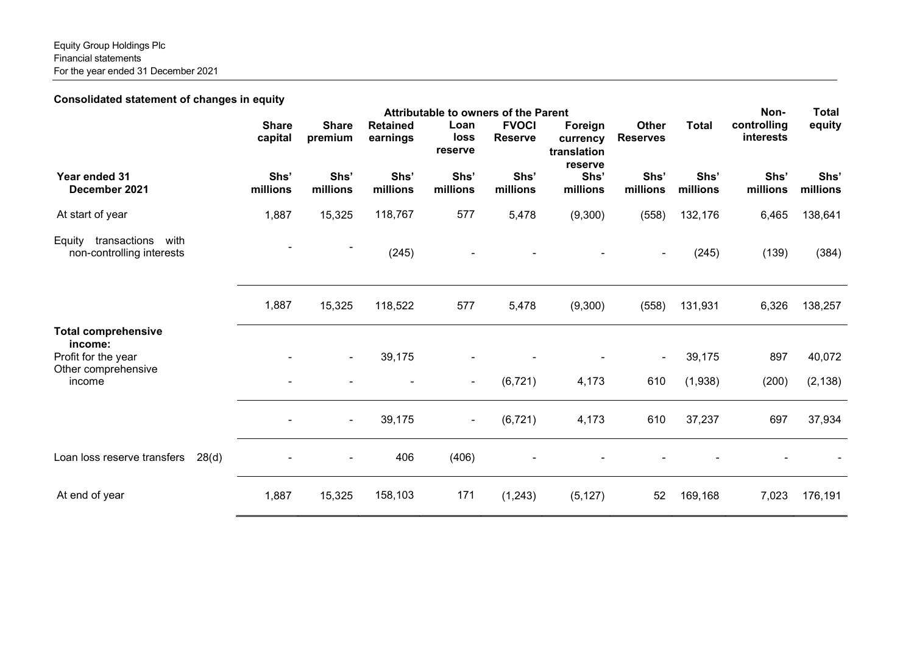Equity Group Holdings Plc
Financial statements
For the year ended 31 December 2021

## Consolidated statement of changes in equity

| | | Attributable to owners of the Parent | | | | | | | | Non-controlling interests | Total equity |
|---|---|---|---|---|---|---|---|---|---|---|---|
| | | Share capital | Share premium | Retained earnings | Loan loss reserve | FVOCI Reserve | Foreign currency translation reserve | Other Reserves | Total | | |
| **Year ended 31 December 2021** | | Shs' millions | Shs' millions | Shs' millions | Shs' millions | Shs' millions | Shs' millions | Shs' millions | Shs' millions | Shs' millions | Shs' millions |
| At start of year | | 1,887 | 15,325 | 118,767 | 577 | 5,478 | (9,300) | (558) | 132,176 | 6,465 | 138,641 |
| Equity transactions with non-controlling interests | | - | - | (245) | - | - | - | - | (245) | (139) | (384) |
| | | 1,887 | 15,325 | 118,522 | 577 | 5,478 | (9,300) | (558) | 131,931 | 6,326 | 138,257 |
| **Total comprehensive income:** | | | | | | | | | | | |
| Profit for the year | | - | - | 39,175 | - | - | - | - | 39,175 | 897 | 40,072 |
| Other comprehensive income | | - | - | - | - | (6,721) | 4,173 | 610 | (1,938) | (200) | (2,138) |
| | | - | - | 39,175 | - | (6,721) | 4,173 | 610 | 37,237 | 697 | 37,934 |
| Loan loss reserve transfers | 28(d) | - | - | 406 | (406) | - | - | - | - | - | - |
| At end of year | | 1,887 | 15,325 | 158,103 | 171 | (1,243) | (5,127) | 52 | 169,168 | 7,023 | 176,191 |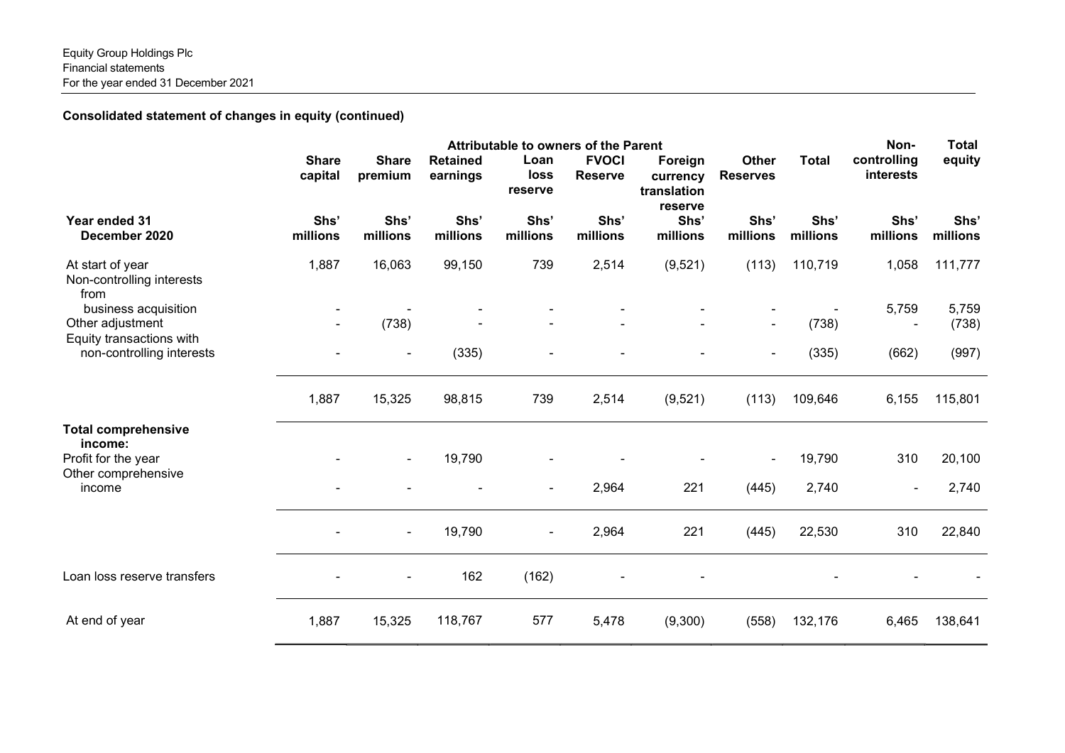## Consolidated statement of changes in equity (continued)

| | Attributable to owners of the Parent | | | | | | | | Non-controlling interests | Total equity |
|---|---|---|---|---|---|---|---|---|---|---|
| | Share capital | Share premium | Retained earnings | Loan loss reserve | FVOCI Reserve | Foreign currency translation reserve | Other Reserves | Total | | |
| **Year ended 31 December 2020** | Shs' millions | Shs' millions | Shs' millions | Shs' millions | Shs' millions | Shs' millions | Shs' millions | Shs' millions | Shs' millions | Shs' millions |
| At start of year | 1,887 | 16,063 | 99,150 | 739 | 2,514 | (9,521) | (113) | 110,719 | 1,058 | 111,777 |
| Non-controlling interests from business acquisition | - | - | - | - | - | - | - | - | 5,759 | 5,759 |
| Other adjustment | - | (738) | - | - | - | - | - | (738) | - | (738) |
| Equity transactions with non-controlling interests | - | - | (335) | - | - | - | - | (335) | (662) | (997) |
| | 1,887 | 15,325 | 98,815 | 739 | 2,514 | (9,521) | (113) | 109,646 | 6,155 | 115,801 |
| **Total comprehensive income:** | | | | | | | | | | |
| Profit for the year | - | - | 19,790 | - | - | - | - | 19,790 | 310 | 20,100 |
| Other comprehensive income | - | - | - | - | 2,964 | 221 | (445) | 2,740 | - | 2,740 |
| | - | - | 19,790 | - | 2,964 | 221 | (445) | 22,530 | 310 | 22,840 |
| Loan loss reserve transfers | - | - | 162 | (162) | - | - | | - | - | - |
| At end of year | 1,887 | 15,325 | 118,767 | 577 | 5,478 | (9,300) | (558) | 132,176 | 6,465 | 138,641 |